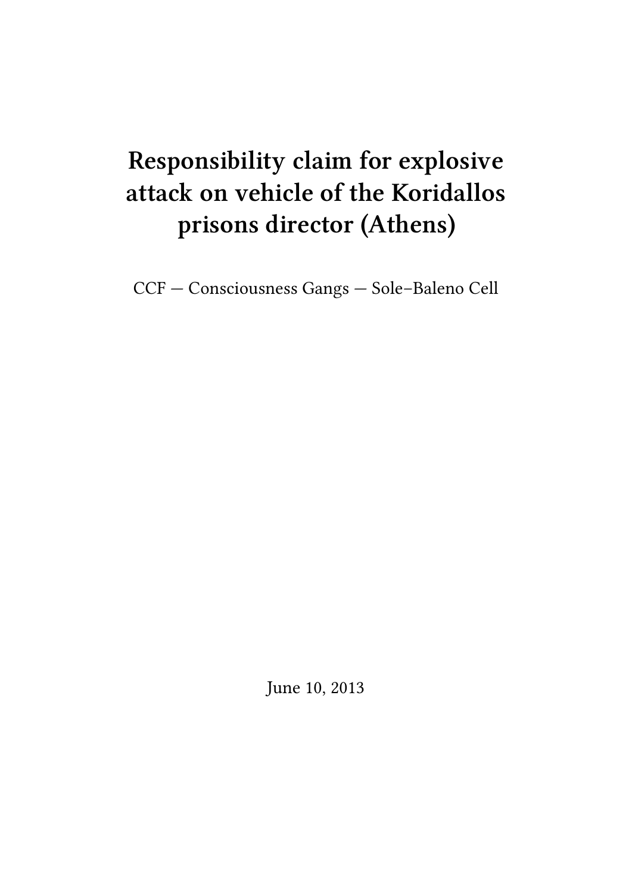# Responsibility claim for explosive attack on vehicle of the Koridallos prisons director (Athens)

CCF — Consciousness Gangs — Sole–Baleno Cell

June 10, 2013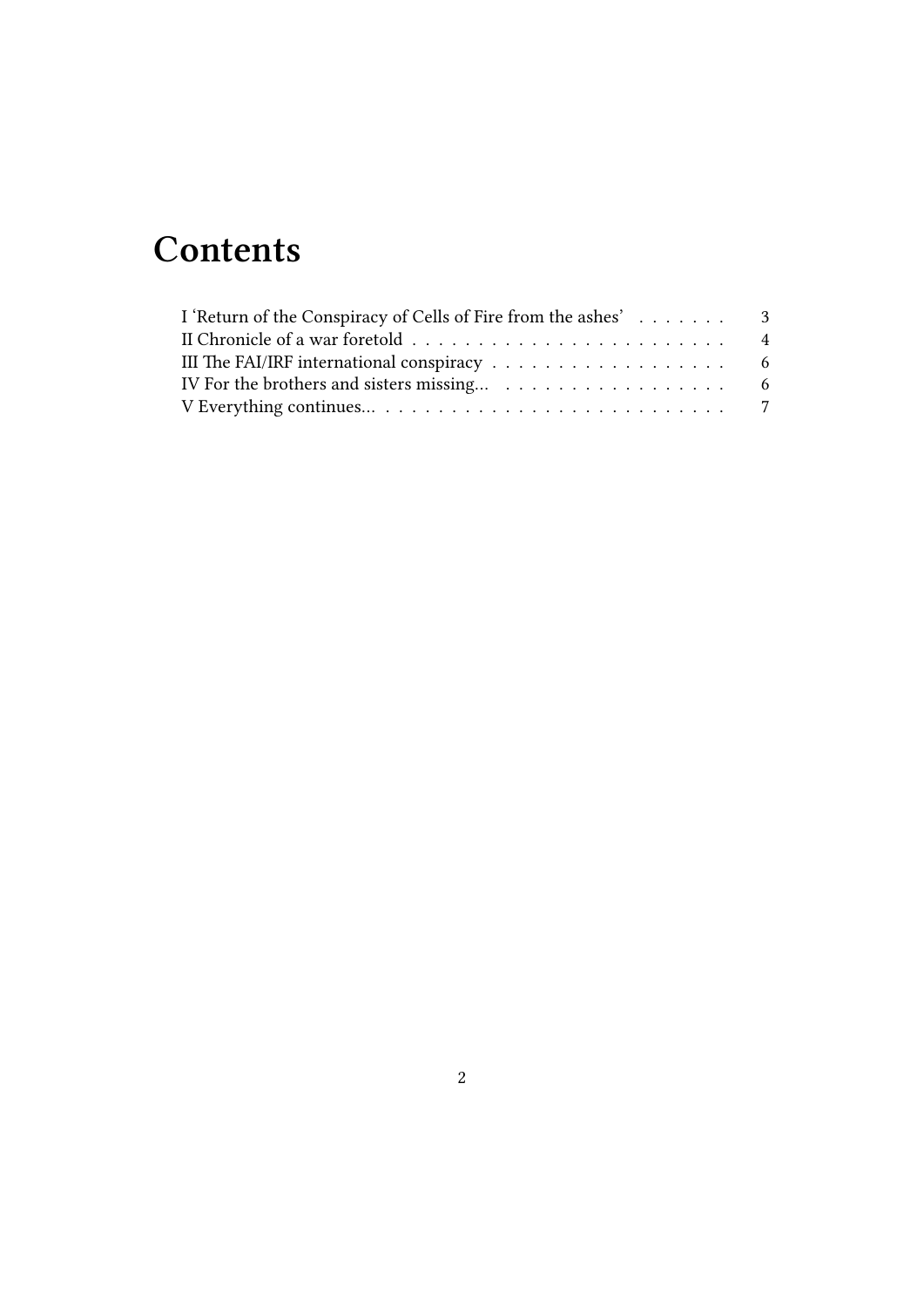# Contents

- I 'Return of the Conspiracy of Cells of Fire from the ashes' . . . . . . . 3
- II Chronicle of a war foretold . . . . . . . . . . . . . . . . . . . . . . . . . 4
- III The FAI/IRF international conspiracy . . . . . . . . . . . . . . . . . . 6
- IV For the brothers and sisters missing… . . . . . . . . . . . . . . . . . . 6
- V Everything continues… . . . . . . . . . . . . . . . . . . . . . . . . . . . 7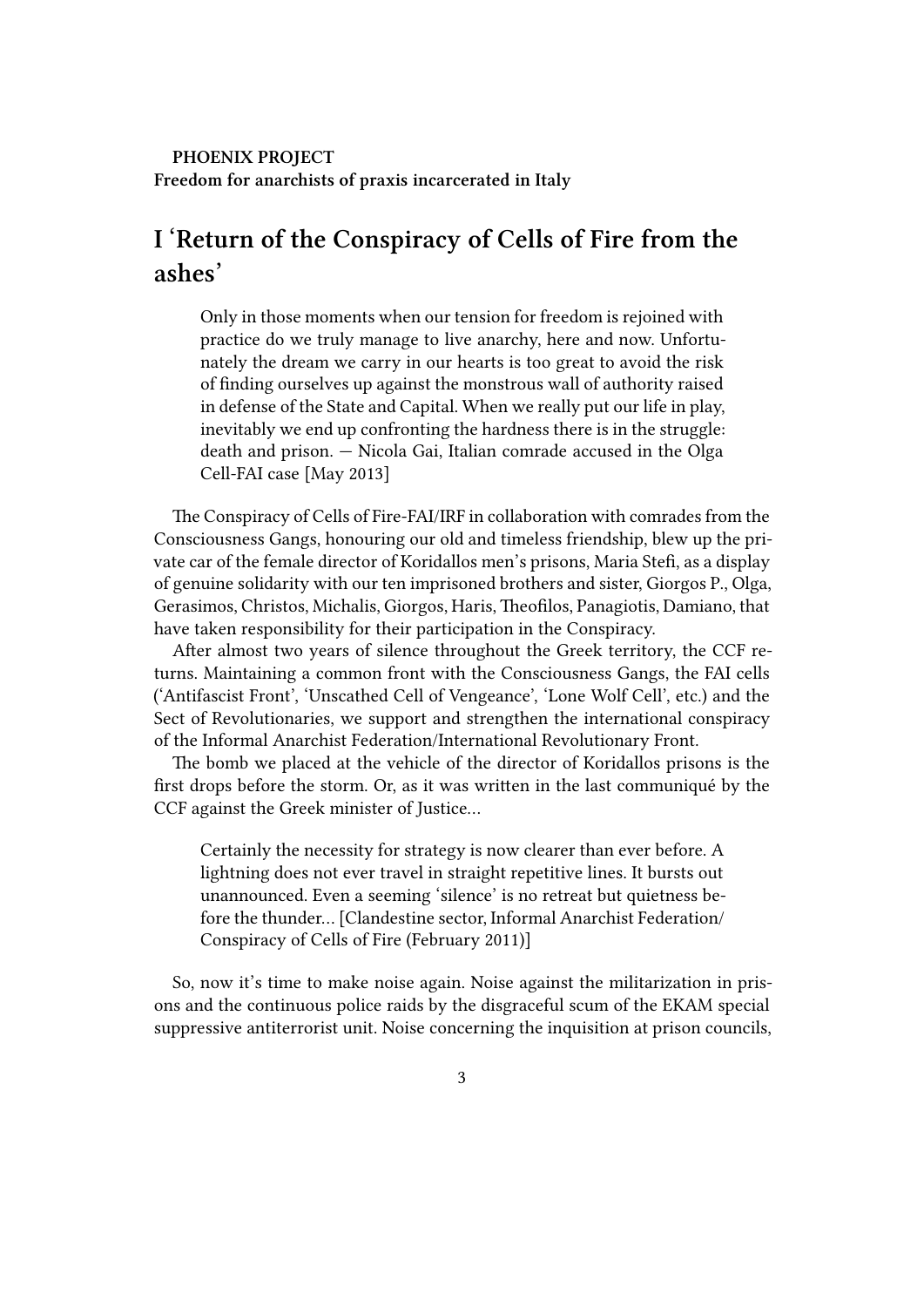**PHOENIX PROJECT**
**Freedom for anarchists of praxis incarcerated in Italy**

# I 'Return of the Conspiracy of Cells of Fire from the ashes'

> Only in those moments when our tension for freedom is rejoined with practice do we truly manage to live anarchy, here and now. Unfortunately the dream we carry in our hearts is too great to avoid the risk of finding ourselves up against the monstrous wall of authority raised in defense of the State and Capital. When we really put our life in play, inevitably we end up confronting the hardness there is in the struggle: death and prison. — Nicola Gai, Italian comrade accused in the Olga Cell-FAI case [May 2013]

The Conspiracy of Cells of Fire-FAI/IRF in collaboration with comrades from the Consciousness Gangs, honouring our old and timeless friendship, blew up the private car of the female director of Koridallos men's prisons, Maria Stefi, as a display of genuine solidarity with our ten imprisoned brothers and sister, Giorgos P., Olga, Gerasimos, Christos, Michalis, Giorgos, Haris, Theofilos, Panagiotis, Damiano, that have taken responsibility for their participation in the Conspiracy.

After almost two years of silence throughout the Greek territory, the CCF returns. Maintaining a common front with the Consciousness Gangs, the FAI cells ('Antifascist Front', 'Unscathed Cell of Vengeance', 'Lone Wolf Cell', etc.) and the Sect of Revolutionaries, we support and strengthen the international conspiracy of the Informal Anarchist Federation/International Revolutionary Front.

The bomb we placed at the vehicle of the director of Koridallos prisons is the first drops before the storm. Or, as it was written in the last communiqué by the CCF against the Greek minister of Justice…

> Certainly the necessity for strategy is now clearer than ever before. A lightning does not ever travel in straight repetitive lines. It bursts out unannounced. Even a seeming 'silence' is no retreat but quietness before the thunder… [Clandestine sector, Informal Anarchist Federation/ Conspiracy of Cells of Fire (February 2011)]

So, now it's time to make noise again. Noise against the militarization in prisons and the continuous police raids by the disgraceful scum of the EKAM special suppressive antiterrorist unit. Noise concerning the inquisition at prison councils,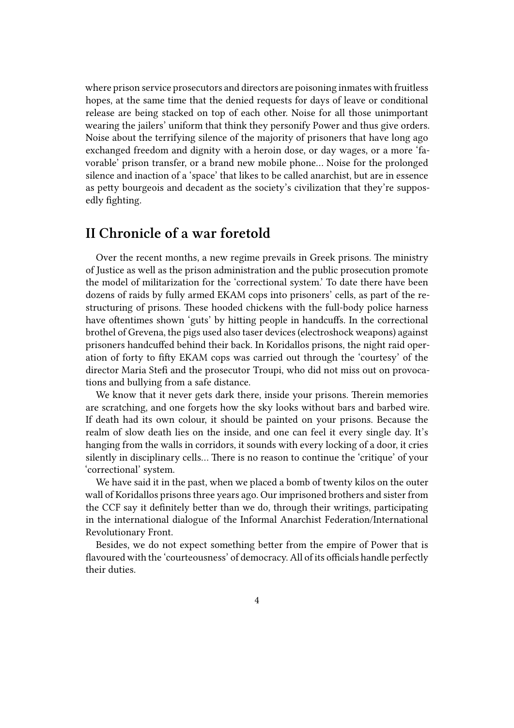where prison service prosecutors and directors are poisoning inmates with fruitless hopes, at the same time that the denied requests for days of leave or conditional release are being stacked on top of each other. Noise for all those unimportant wearing the jailers' uniform that think they personify Power and thus give orders. Noise about the terrifying silence of the majority of prisoners that have long ago exchanged freedom and dignity with a heroin dose, or day wages, or a more 'favorable' prison transfer, or a brand new mobile phone… Noise for the prolonged silence and inaction of a 'space' that likes to be called anarchist, but are in essence as petty bourgeois and decadent as the society's civilization that they're supposedly fighting.

## II Chronicle of a war foretold

Over the recent months, a new regime prevails in Greek prisons. The ministry of Justice as well as the prison administration and the public prosecution promote the model of militarization for the 'correctional system.' To date there have been dozens of raids by fully armed EKAM cops into prisoners' cells, as part of the restructuring of prisons. These hooded chickens with the full-body police harness have oftentimes shown 'guts' by hitting people in handcuffs. In the correctional brothel of Grevena, the pigs used also taser devices (electroshock weapons) against prisoners handcuffed behind their back. In Koridallos prisons, the night raid operation of forty to fifty EKAM cops was carried out through the 'courtesy' of the director Maria Stefi and the prosecutor Troupi, who did not miss out on provocations and bullying from a safe distance.

We know that it never gets dark there, inside your prisons. Therein memories are scratching, and one forgets how the sky looks without bars and barbed wire. If death had its own colour, it should be painted on your prisons. Because the realm of slow death lies on the inside, and one can feel it every single day. It's hanging from the walls in corridors, it sounds with every locking of a door, it cries silently in disciplinary cells… There is no reason to continue the 'critique' of your 'correctional' system.

We have said it in the past, when we placed a bomb of twenty kilos on the outer wall of Koridallos prisons three years ago. Our imprisoned brothers and sister from the CCF say it definitely better than we do, through their writings, participating in the international dialogue of the Informal Anarchist Federation/International Revolutionary Front.

Besides, we do not expect something better from the empire of Power that is flavoured with the 'courteousness' of democracy. All of its officials handle perfectly their duties.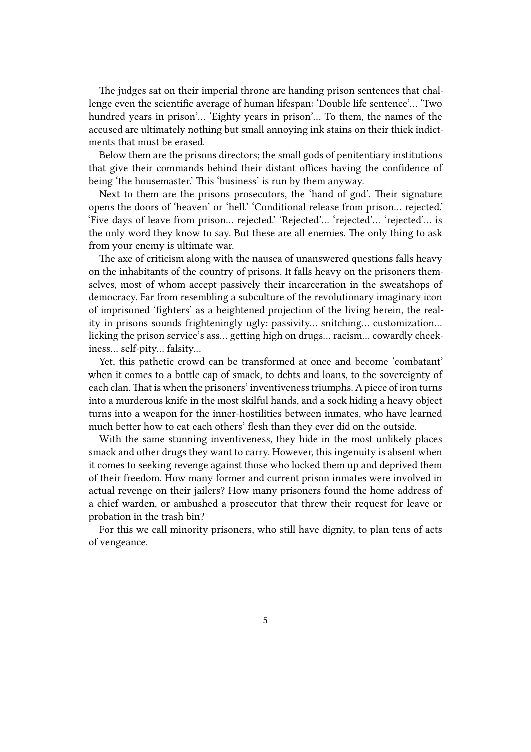The judges sat on their imperial throne are handing prison sentences that challenge even the scientific average of human lifespan: 'Double life sentence'… 'Two hundred years in prison'… 'Eighty years in prison'… To them, the names of the accused are ultimately nothing but small annoying ink stains on their thick indictments that must be erased.

Below them are the prisons directors; the small gods of penitentiary institutions that give their commands behind their distant offices having the confidence of being 'the housemaster.' This 'business' is run by them anyway.

Next to them are the prisons prosecutors, the 'hand of god'. Their signature opens the doors of 'heaven' or 'hell.' 'Conditional release from prison… rejected.' 'Five days of leave from prison… rejected.' 'Rejected'… 'rejected'… 'rejected'… is the only word they know to say. But these are all enemies. The only thing to ask from your enemy is ultimate war.

The axe of criticism along with the nausea of unanswered questions falls heavy on the inhabitants of the country of prisons. It falls heavy on the prisoners themselves, most of whom accept passively their incarceration in the sweatshops of democracy. Far from resembling a subculture of the revolutionary imaginary icon of imprisoned 'fighters' as a heightened projection of the living herein, the reality in prisons sounds frighteningly ugly: passivity… snitching… customization… licking the prison service's ass… getting high on drugs… racism… cowardly cheekiness… self-pity… falsity…

Yet, this pathetic crowd can be transformed at once and become 'combatant' when it comes to a bottle cap of smack, to debts and loans, to the sovereignty of each clan. That is when the prisoners' inventiveness triumphs. A piece of iron turns into a murderous knife in the most skilful hands, and a sock hiding a heavy object turns into a weapon for the inner-hostilities between inmates, who have learned much better how to eat each others' flesh than they ever did on the outside.

With the same stunning inventiveness, they hide in the most unlikely places smack and other drugs they want to carry. However, this ingenuity is absent when it comes to seeking revenge against those who locked them up and deprived them of their freedom. How many former and current prison inmates were involved in actual revenge on their jailers? How many prisoners found the home address of a chief warden, or ambushed a prosecutor that threw their request for leave or probation in the trash bin?

For this we call minority prisoners, who still have dignity, to plan tens of acts of vengeance.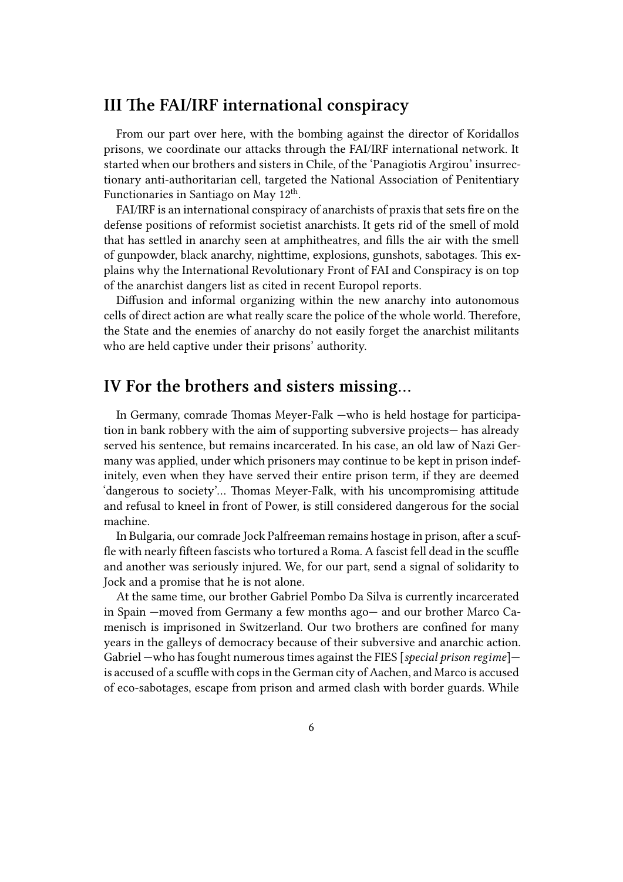## III The FAI/IRF international conspiracy

From our part over here, with the bombing against the director of Koridallos prisons, we coordinate our attacks through the FAI/IRF international network. It started when our brothers and sisters in Chile, of the 'Panagiotis Argirou' insurrectionary anti-authoritarian cell, targeted the National Association of Penitentiary Functionaries in Santiago on May 12th.

FAI/IRF is an international conspiracy of anarchists of praxis that sets fire on the defense positions of reformist societist anarchists. It gets rid of the smell of mold that has settled in anarchy seen at amphitheatres, and fills the air with the smell of gunpowder, black anarchy, nighttime, explosions, gunshots, sabotages. This explains why the International Revolutionary Front of FAI and Conspiracy is on top of the anarchist dangers list as cited in recent Europol reports.

Diffusion and informal organizing within the new anarchy into autonomous cells of direct action are what really scare the police of the whole world. Therefore, the State and the enemies of anarchy do not easily forget the anarchist militants who are held captive under their prisons' authority.

## IV For the brothers and sisters missing…

In Germany, comrade Thomas Meyer-Falk —who is held hostage for participation in bank robbery with the aim of supporting subversive projects— has already served his sentence, but remains incarcerated. In his case, an old law of Nazi Germany was applied, under which prisoners may continue to be kept in prison indefinitely, even when they have served their entire prison term, if they are deemed 'dangerous to society'… Thomas Meyer-Falk, with his uncompromising attitude and refusal to kneel in front of Power, is still considered dangerous for the social machine.

In Bulgaria, our comrade Jock Palfreeman remains hostage in prison, after a scuffle with nearly fifteen fascists who tortured a Roma. A fascist fell dead in the scuffle and another was seriously injured. We, for our part, send a signal of solidarity to Jock and a promise that he is not alone.

At the same time, our brother Gabriel Pombo Da Silva is currently incarcerated in Spain —moved from Germany a few months ago— and our brother Marco Camenisch is imprisoned in Switzerland. Our two brothers are confined for many years in the galleys of democracy because of their subversive and anarchic action. Gabriel —who has fought numerous times against the FIES [*special prison regime*]— is accused of a scuffle with cops in the German city of Aachen, and Marco is accused of eco-sabotages, escape from prison and armed clash with border guards. While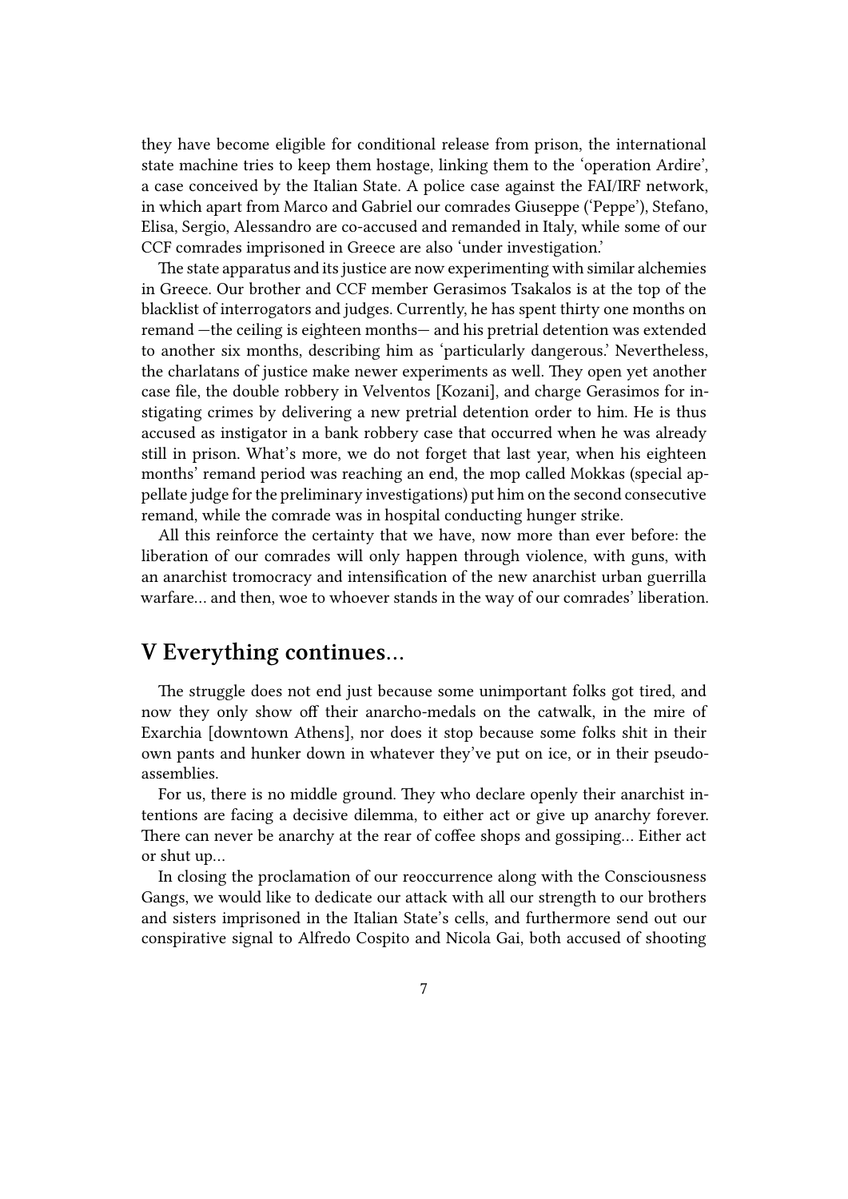they have become eligible for conditional release from prison, the international state machine tries to keep them hostage, linking them to the 'operation Ardire', a case conceived by the Italian State. A police case against the FAI/IRF network, in which apart from Marco and Gabriel our comrades Giuseppe ('Peppe'), Stefano, Elisa, Sergio, Alessandro are co-accused and remanded in Italy, while some of our CCF comrades imprisoned in Greece are also 'under investigation.'

The state apparatus and its justice are now experimenting with similar alchemies in Greece. Our brother and CCF member Gerasimos Tsakalos is at the top of the blacklist of interrogators and judges. Currently, he has spent thirty one months on remand —the ceiling is eighteen months— and his pretrial detention was extended to another six months, describing him as 'particularly dangerous.' Nevertheless, the charlatans of justice make newer experiments as well. They open yet another case file, the double robbery in Velventos [Kozani], and charge Gerasimos for instigating crimes by delivering a new pretrial detention order to him. He is thus accused as instigator in a bank robbery case that occurred when he was already still in prison. What's more, we do not forget that last year, when his eighteen months' remand period was reaching an end, the mop called Mokkas (special appellate judge for the preliminary investigations) put him on the second consecutive remand, while the comrade was in hospital conducting hunger strike.

All this reinforce the certainty that we have, now more than ever before: the liberation of our comrades will only happen through violence, with guns, with an anarchist tromocracy and intensification of the new anarchist urban guerrilla warfare… and then, woe to whoever stands in the way of our comrades' liberation.

## V Everything continues…

The struggle does not end just because some unimportant folks got tired, and now they only show off their anarcho-medals on the catwalk, in the mire of Exarchia [downtown Athens], nor does it stop because some folks shit in their own pants and hunker down in whatever they've put on ice, or in their pseudo-assemblies.

For us, there is no middle ground. They who declare openly their anarchist intentions are facing a decisive dilemma, to either act or give up anarchy forever. There can never be anarchy at the rear of coffee shops and gossiping… Either act or shut up…

In closing the proclamation of our reoccurrence along with the Consciousness Gangs, we would like to dedicate our attack with all our strength to our brothers and sisters imprisoned in the Italian State's cells, and furthermore send out our conspirative signal to Alfredo Cospito and Nicola Gai, both accused of shooting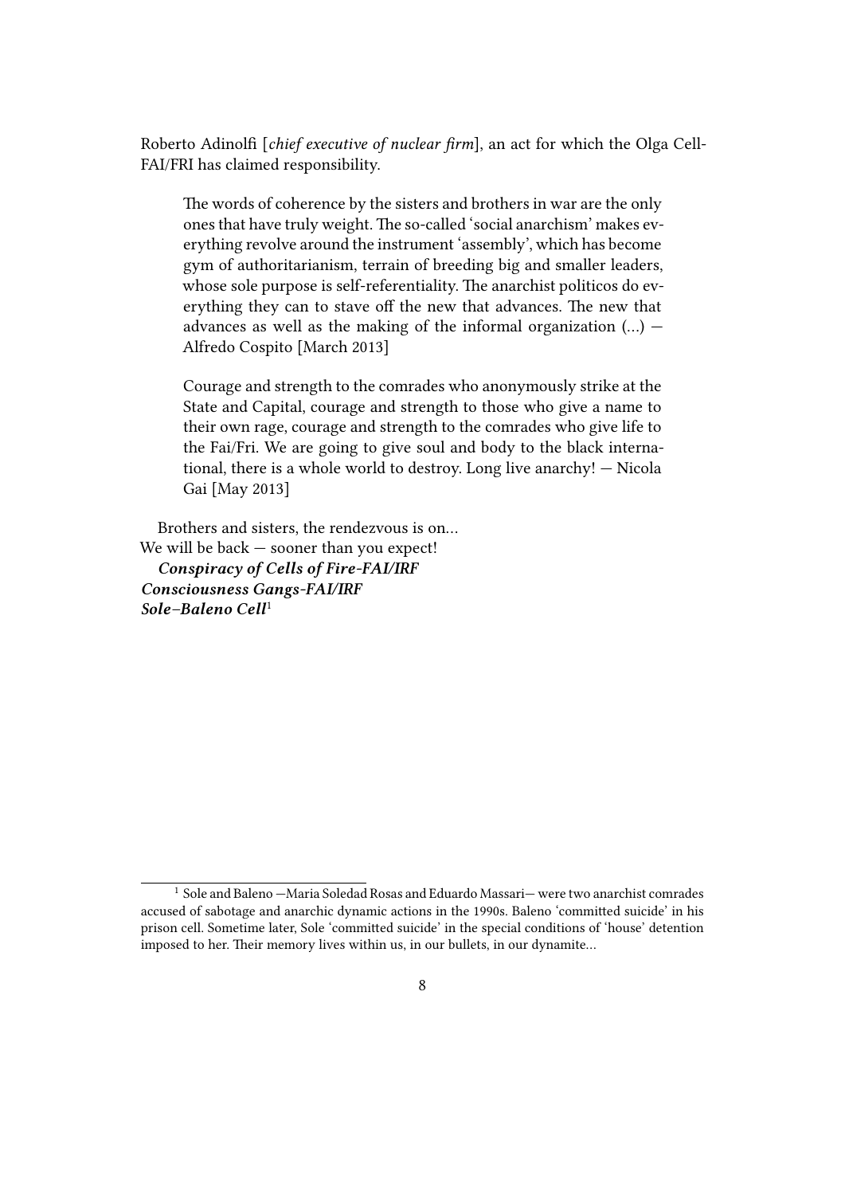Roberto Adinolfi [*chief executive of nuclear firm*], an act for which the Olga Cell-FAI/FRI has claimed responsibility.

> The words of coherence by the sisters and brothers in war are the only ones that have truly weight. The so-called 'social anarchism' makes everything revolve around the instrument 'assembly', which has become gym of authoritarianism, terrain of breeding big and smaller leaders, whose sole purpose is self-referentiality. The anarchist politicos do everything they can to stave off the new that advances. The new that advances as well as the making of the informal organization (…) — Alfredo Cospito [March 2013]

> Courage and strength to the comrades who anonymously strike at the State and Capital, courage and strength to those who give a name to their own rage, courage and strength to the comrades who give life to the Fai/Fri. We are going to give soul and body to the black international, there is a whole world to destroy. Long live anarchy! — Nicola Gai [May 2013]

Brothers and sisters, the rendezvous is on…
We will be back — sooner than you expect!
***Conspiracy of Cells of Fire-FAI/IRF***
***Consciousness Gangs-FAI/IRF***
***Sole–Baleno Cell***[1]

---

[1] Sole and Baleno —Maria Soledad Rosas and Eduardo Massari— were two anarchist comrades accused of sabotage and anarchic dynamic actions in the 1990s. Baleno 'committed suicide' in his prison cell. Sometime later, Sole 'committed suicide' in the special conditions of 'house' detention imposed to her. Their memory lives within us, in our bullets, in our dynamite…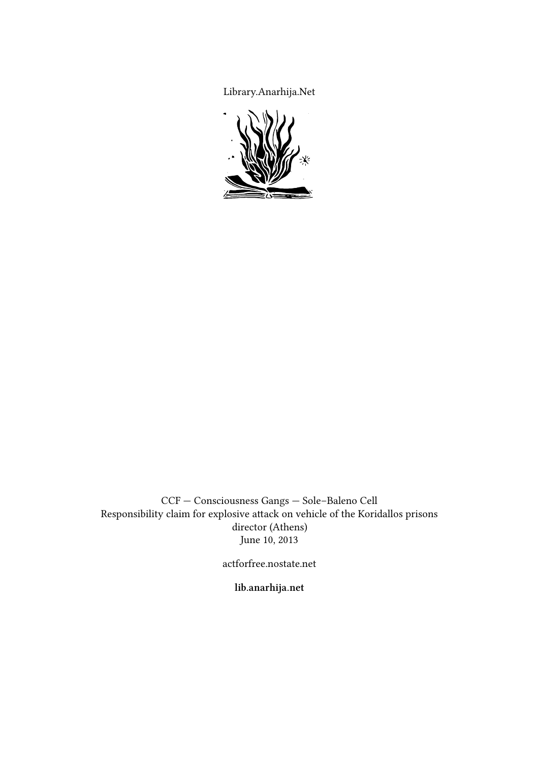Library.Anarhija.Net

CCF — Consciousness Gangs — Sole–Baleno Cell
Responsibility claim for explosive attack on vehicle of the Koridallos prisons director (Athens)
June 10, 2013

actforfree.nostate.net

**lib.anarhija.net**